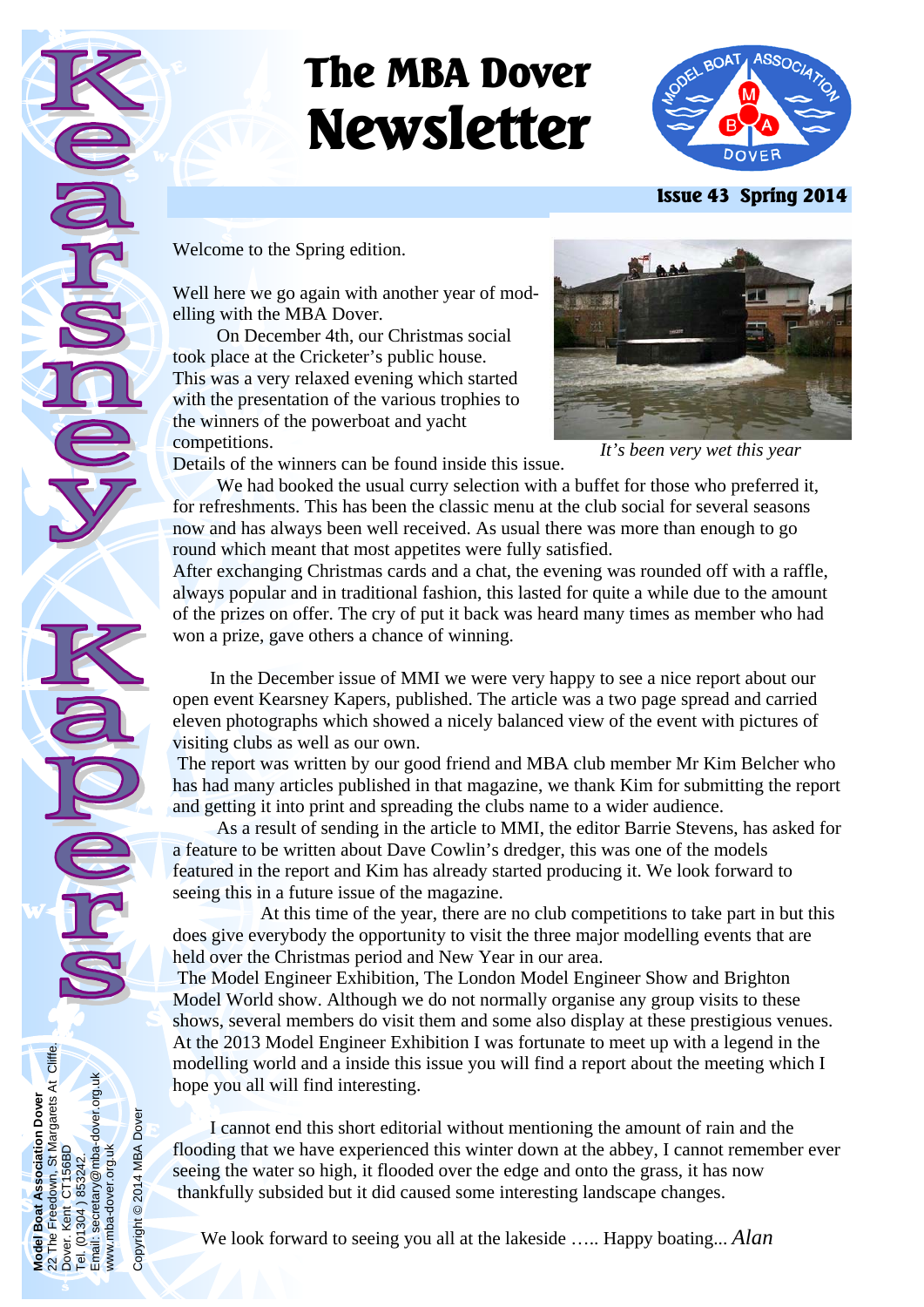# The MBA Dover Newsletter

**Issue 43 Spring 2014**

Kearsney Kapers

Welcome to the Spring edition.

Well here we go again with another year of modelling with the MBA Dover.

On December 4th, our Christmas social took place at the Cricketer's public house. This was a very relaxed evening which started with the presentation of the various trophies to the winners of the powerboat and yacht competitions.

Details of the winners can be found inside this issue.

*It's been very wet this year*

We had booked the usual curry selection with a buffet for those who preferred it, for refreshments. This has been the classic menu at the club social for several seasons now and has always been well received. As usual there was more than enough to go round which meant that most appetites were fully satisfied.

After exchanging Christmas cards and a chat, the evening was rounded off with a raffle, always popular and in traditional fashion, this lasted for quite a while due to the amount of the prizes on offer. The cry of put it back was heard many times as member who had won a prize, gave others a chance of winning.

In the December issue of MMI we were very happy to see a nice report about our open event Kearsney Kapers, published. The article was a two page spread and carried eleven photographs which showed a nicely balanced view of the event with pictures of visiting clubs as well as our own.

The report was written by our good friend and MBA club member Mr Kim Belcher who has had many articles published in that magazine, we thank Kim for submitting the report and getting it into print and spreading the clubs name to a wider audience.

As a result of sending in the article to MMI, the editor Barrie Stevens, has asked for a feature to be written about Dave Cowlin's dredger, this was one of the models featured in the report and Kim has already started producing it. We look forward to seeing this in a future issue of the magazine.

At this time of the year, there are no club competitions to take part in but this does give everybody the opportunity to visit the three major modelling events that are held over the Christmas period and New Year in our area.

The Model Engineer Exhibition, The London Model Engineer Show and Brighton Model World show. Although we do not normally organise any group visits to these shows, several members do visit them and some also display at these prestigious venues. At the 2013 Model Engineer Exhibition I was fortunate to meet up with a legend in the modelling world and a inside this issue you will find a report about the meeting which I hope you all will find interesting.

I cannot end this short editorial without mentioning the amount of rain and the flooding that we have experienced this winter down at the abbey, I cannot remember ever seeing the water so high, it flooded over the edge and onto the grass, it has now thankfully subsided but it did caused some interesting landscape changes.

We look forward to seeing you all at the lakeside ….. Happy boating... *Alan*

**Model Boat Association Dover**
22 The Freedown, St Margarets At Cliffe, Dover. Kent CT156BD
Tel. (01304 ) 853242.
Email: secretary@mba-dover.org.uk
www.mba-dover.org.uk

Copyright © 2014 MBA Dover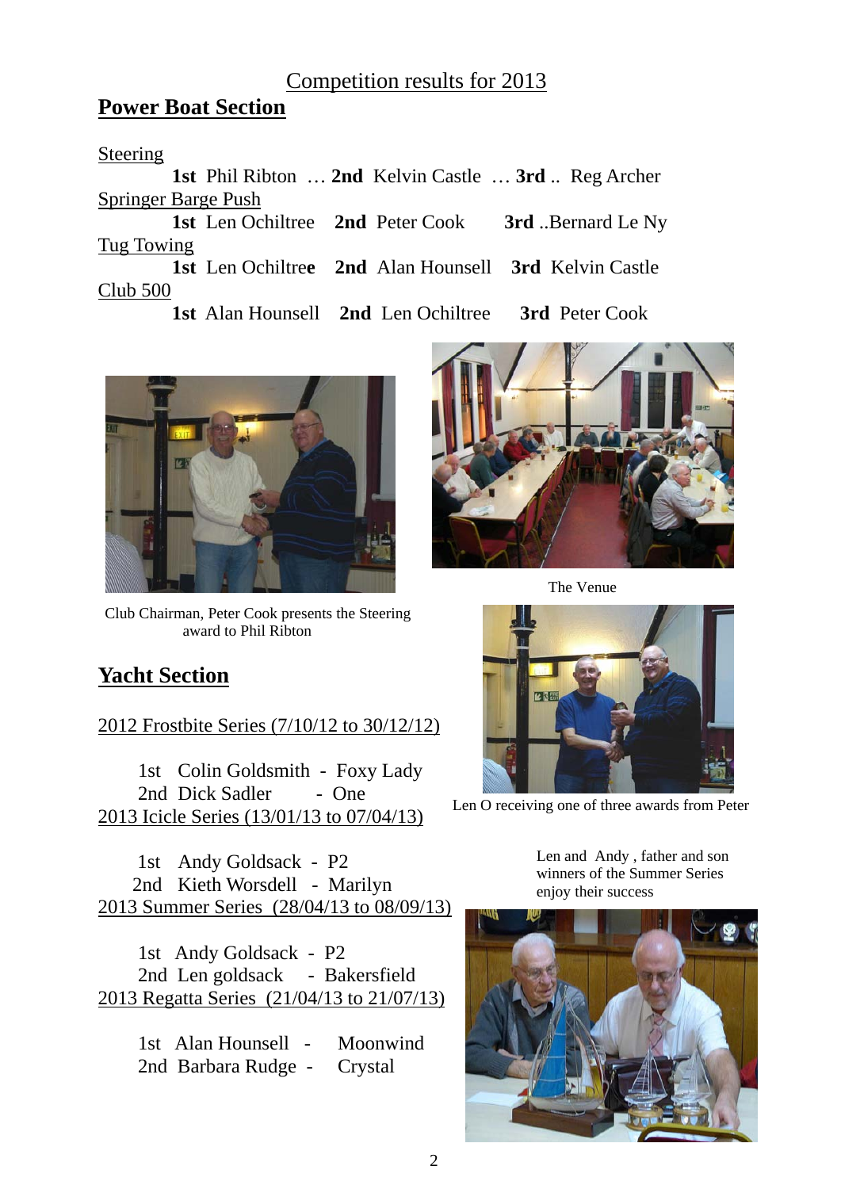Competition results for 2013

## Power Boat Section

Steering

**1st** Phil Ribton … **2nd** Kelvin Castle … **3rd** .. Reg Archer

Springer Barge Push

**1st** Len Ochiltree **2nd** Peter Cook **3rd** ..Bernard Le Ny

Tug Towing

**1st** Len Ochiltre**e** **2nd** Alan Hounsell **3rd** Kelvin Castle

Club 500

**1st** Alan Hounsell **2nd** Len Ochiltree **3rd** Peter Cook

Club Chairman, Peter Cook presents the Steering award to Phil Ribton

The Venue

Len O receiving one of three awards from Peter

Len and Andy , father and son winners of the Summer Series enjoy their success

## Yacht Section

2012 Frostbite Series (7/10/12 to 30/12/12)

1st Colin Goldsmith - Foxy Lady
2nd Dick Sadler - One

2013 Icicle Series (13/01/13 to 07/04/13)

1st Andy Goldsack - P2
2nd Kieth Worsdell - Marilyn

2013 Summer Series (28/04/13 to 08/09/13)

1st Andy Goldsack - P2
2nd Len goldsack - Bakersfield

2013 Regatta Series (21/04/13 to 21/07/13)

1st Alan Hounsell - Moonwind
2nd Barbara Rudge - Crystal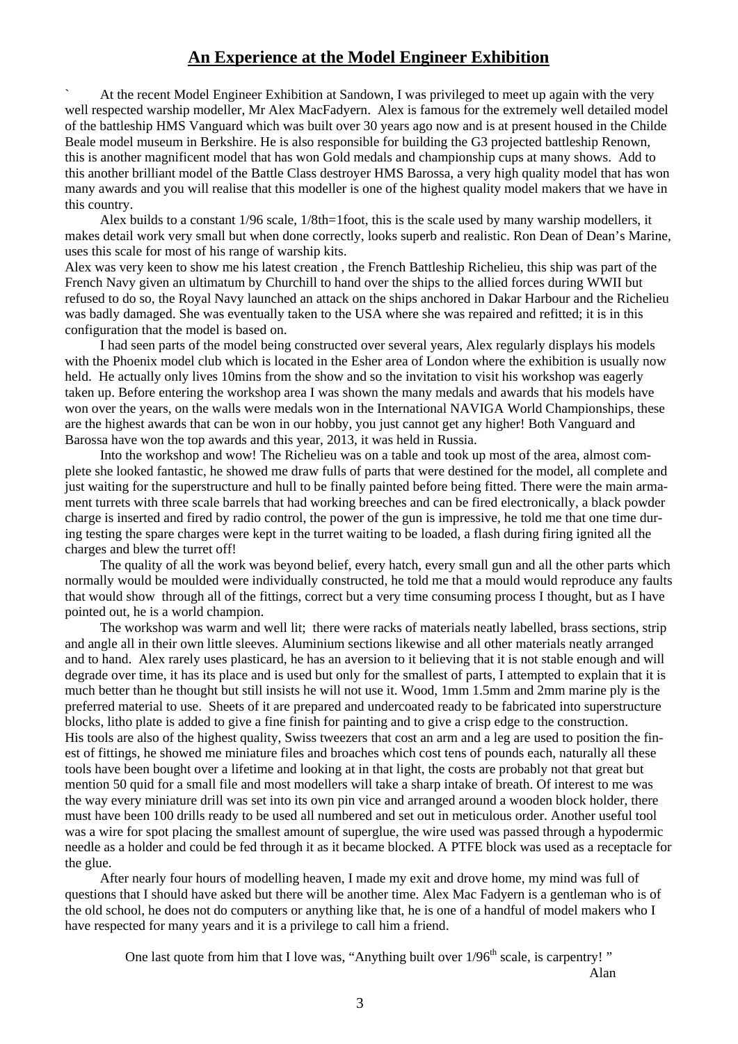## An Experience at the Model Engineer Exhibition

` At the recent Model Engineer Exhibition at Sandown, I was privileged to meet up again with the very well respected warship modeller, Mr Alex MacFadyern. Alex is famous for the extremely well detailed model of the battleship HMS Vanguard which was built over 30 years ago now and is at present housed in the Childe Beale model museum in Berkshire. He is also responsible for building the G3 projected battleship Renown, this is another magnificent model that has won Gold medals and championship cups at many shows. Add to this another brilliant model of the Battle Class destroyer HMS Barossa, a very high quality model that has won many awards and you will realise that this modeller is one of the highest quality model makers that we have in this country.

Alex builds to a constant 1/96 scale, 1/8th=1foot, this is the scale used by many warship modellers, it makes detail work very small but when done correctly, looks superb and realistic. Ron Dean of Dean's Marine, uses this scale for most of his range of warship kits.

Alex was very keen to show me his latest creation , the French Battleship Richelieu, this ship was part of the French Navy given an ultimatum by Churchill to hand over the ships to the allied forces during WWII but refused to do so, the Royal Navy launched an attack on the ships anchored in Dakar Harbour and the Richelieu was badly damaged. She was eventually taken to the USA where she was repaired and refitted; it is in this configuration that the model is based on.

I had seen parts of the model being constructed over several years, Alex regularly displays his models with the Phoenix model club which is located in the Esher area of London where the exhibition is usually now held. He actually only lives 10mins from the show and so the invitation to visit his workshop was eagerly taken up. Before entering the workshop area I was shown the many medals and awards that his models have won over the years, on the walls were medals won in the International NAVIGA World Championships, these are the highest awards that can be won in our hobby, you just cannot get any higher! Both Vanguard and Barossa have won the top awards and this year, 2013, it was held in Russia.

Into the workshop and wow! The Richelieu was on a table and took up most of the area, almost complete she looked fantastic, he showed me draw fulls of parts that were destined for the model, all complete and just waiting for the superstructure and hull to be finally painted before being fitted. There were the main armament turrets with three scale barrels that had working breeches and can be fired electronically, a black powder charge is inserted and fired by radio control, the power of the gun is impressive, he told me that one time during testing the spare charges were kept in the turret waiting to be loaded, a flash during firing ignited all the charges and blew the turret off!

The quality of all the work was beyond belief, every hatch, every small gun and all the other parts which normally would be moulded were individually constructed, he told me that a mould would reproduce any faults that would show through all of the fittings, correct but a very time consuming process I thought, but as I have pointed out, he is a world champion.

The workshop was warm and well lit; there were racks of materials neatly labelled, brass sections, strip and angle all in their own little sleeves. Aluminium sections likewise and all other materials neatly arranged and to hand. Alex rarely uses plasticard, he has an aversion to it believing that it is not stable enough and will degrade over time, it has its place and is used but only for the smallest of parts, I attempted to explain that it is much better than he thought but still insists he will not use it. Wood, 1mm 1.5mm and 2mm marine ply is the preferred material to use. Sheets of it are prepared and undercoated ready to be fabricated into superstructure blocks, litho plate is added to give a fine finish for painting and to give a crisp edge to the construction.
His tools are also of the highest quality, Swiss tweezers that cost an arm and a leg are used to position the finest of fittings, he showed me miniature files and broaches which cost tens of pounds each, naturally all these tools have been bought over a lifetime and looking at in that light, the costs are probably not that great but mention 50 quid for a small file and most modellers will take a sharp intake of breath. Of interest to me was the way every miniature drill was set into its own pin vice and arranged around a wooden block holder, there must have been 100 drills ready to be used all numbered and set out in meticulous order. Another useful tool was a wire for spot placing the smallest amount of superglue, the wire used was passed through a hypodermic needle as a holder and could be fed through it as it became blocked. A PTFE block was used as a receptacle for the glue.

After nearly four hours of modelling heaven, I made my exit and drove home, my mind was full of questions that I should have asked but there will be another time. Alex Mac Fadyern is a gentleman who is of the old school, he does not do computers or anything like that, he is one of a handful of model makers who I have respected for many years and it is a privilege to call him a friend.

One last quote from him that I love was, "Anything built over 1/96th scale, is carpentry! "

Alan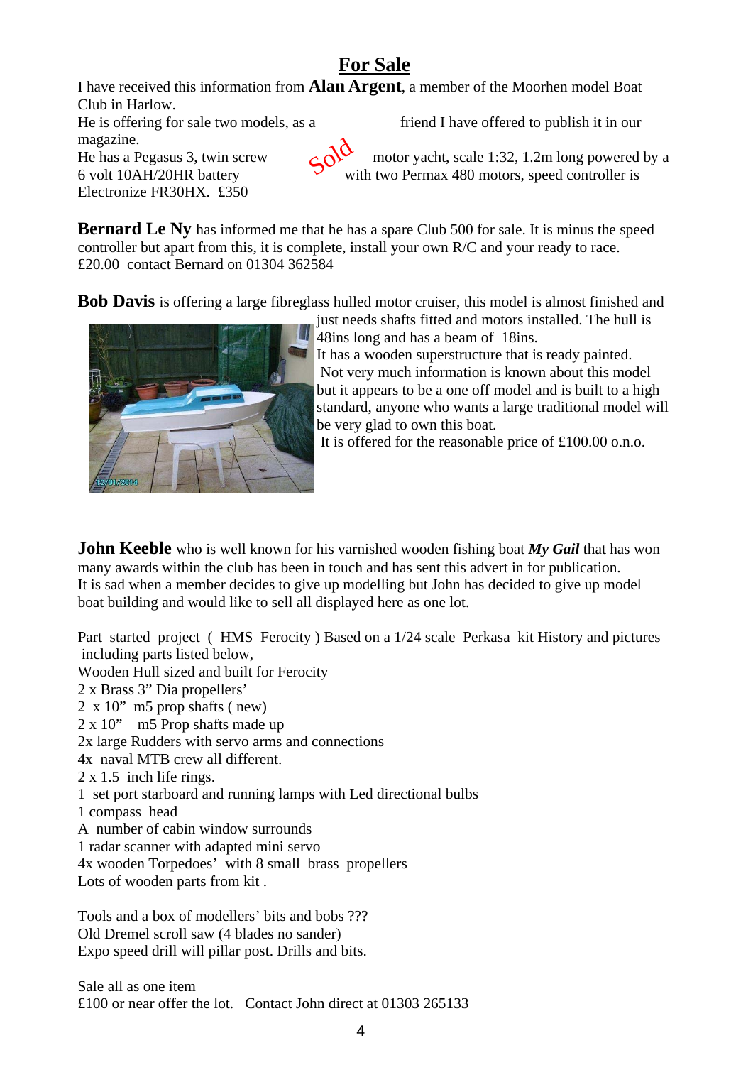# For Sale

I have received this information from **Alan Argent**, a member of the Moorhen model Boat Club in Harlow.

He is offering for sale two models, as a friend I have offered to publish it in our magazine.

He has a Pegasus 3, twin screw motor yacht, scale 1:32, 1.2m long powered by a 6 volt 10AH/20HR battery with two Permax 480 motors, speed controller is Electronize FR30HX. £350

Sold

**Bernard Le Ny** has informed me that he has a spare Club 500 for sale. It is minus the speed controller but apart from this, it is complete, install your own R/C and your ready to race. £20.00 contact Bernard on 01304 362584

**Bob Davis** is offering a large fibreglass hulled motor cruiser, this model is almost finished and just needs shafts fitted and motors installed. The hull is 48ins long and has a beam of 18ins.

It has a wooden superstructure that is ready painted.

Not very much information is known about this model but it appears to be a one off model and is built to a high standard, anyone who wants a large traditional model will be very glad to own this boat.

It is offered for the reasonable price of £100.00 o.n.o.

**John Keeble** who is well known for his varnished wooden fishing boat ***My Gail*** that has won many awards within the club has been in touch and has sent this advert in for publication.

It is sad when a member decides to give up modelling but John has decided to give up model boat building and would like to sell all displayed here as one lot.

Part started project ( HMS Ferocity ) Based on a 1/24 scale Perkasa kit History and pictures including parts listed below,

Wooden Hull sized and built for Ferocity

2 x Brass 3" Dia propellers'

2 x 10" m5 prop shafts ( new)

2 x 10" m5 Prop shafts made up

2x large Rudders with servo arms and connections

4x naval MTB crew all different.

2 x 1.5 inch life rings.

1 set port starboard and running lamps with Led directional bulbs

1 compass head

A number of cabin window surrounds

1 radar scanner with adapted mini servo

4x wooden Torpedoes' with 8 small brass propellers

Lots of wooden parts from kit .

Tools and a box of modellers' bits and bobs ???

Old Dremel scroll saw (4 blades no sander)

Expo speed drill will pillar post. Drills and bits.

Sale all as one item

£100 or near offer the lot. Contact John direct at 01303 265133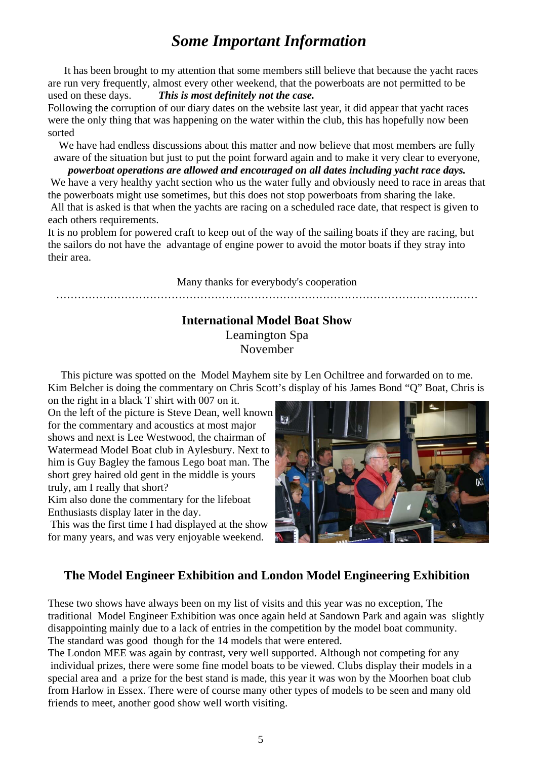# *Some Important Information*

It has been brought to my attention that some members still believe that because the yacht races are run very frequently, almost every other weekend, that the powerboats are not permitted to be used on these days. ***This is most definitely not the case.***

Following the corruption of our diary dates on the website last year, it did appear that yacht races were the only thing that was happening on the water within the club, this has hopefully now been sorted

We have had endless discussions about this matter and now believe that most members are fully aware of the situation but just to put the point forward again and to make it very clear to everyone,

***powerboat operations are allowed and encouraged on all dates including yacht race days.***

We have a very healthy yacht section who us the water fully and obviously need to race in areas that the powerboats might use sometimes, but this does not stop powerboats from sharing the lake.

All that is asked is that when the yachts are racing on a scheduled race date, that respect is given to each others requirements.

It is no problem for powered craft to keep out of the way of the sailing boats if they are racing, but the sailors do not have the advantage of engine power to avoid the motor boats if they stray into their area.

Many thanks for everybody's cooperation

……………………………………………………………………………………………………

**International Model Boat Show**
Leamington Spa
November

This picture was spotted on the Model Mayhem site by Len Ochiltree and forwarded on to me. Kim Belcher is doing the commentary on Chris Scott's display of his James Bond "Q" Boat, Chris is on the right in a black T shirt with 007 on it.

On the left of the picture is Steve Dean, well known for the commentary and acoustics at most major shows and next is Lee Westwood, the chairman of Watermead Model Boat club in Aylesbury. Next to him is Guy Bagley the famous Lego boat man. The short grey haired old gent in the middle is yours truly, am I really that short?

Kim also done the commentary for the lifeboat Enthusiasts display later in the day.

This was the first time I had displayed at the show for many years, and was very enjoyable weekend.

## The Model Engineer Exhibition and London Model Engineering Exhibition

These two shows have always been on my list of visits and this year was no exception, The traditional Model Engineer Exhibition was once again held at Sandown Park and again was slightly disappointing mainly due to a lack of entries in the competition by the model boat community. The standard was good though for the 14 models that were entered.

The London MEE was again by contrast, very well supported. Although not competing for any individual prizes, there were some fine model boats to be viewed. Clubs display their models in a special area and a prize for the best stand is made, this year it was won by the Moorhen boat club from Harlow in Essex. There were of course many other types of models to be seen and many old friends to meet, another good show well worth visiting.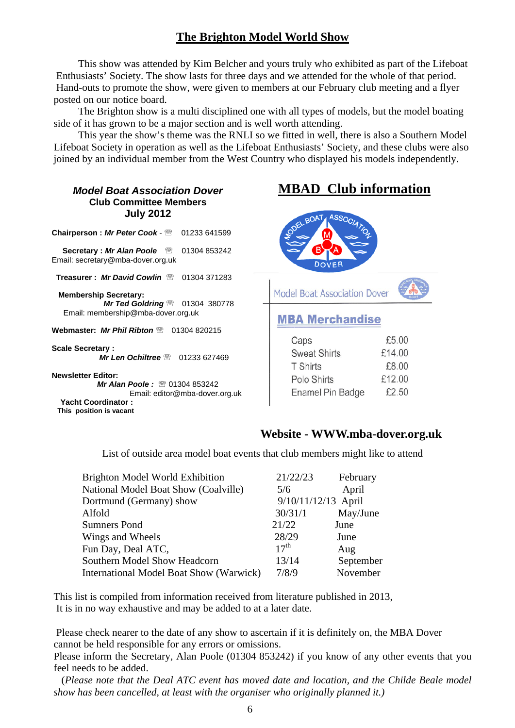# The Brighton Model World Show

This show was attended by Kim Belcher and yours truly who exhibited as part of the Lifeboat Enthusiasts' Society. The show lasts for three days and we attended for the whole of that period. Hand-outs to promote the show, were given to members at our February club meeting and a flyer posted on our notice board.

The Brighton show is a multi disciplined one with all types of models, but the model boating side of it has grown to be a major section and is well worth attending.

This year the show's theme was the RNLI so we fitted in well, there is also a Southern Model Lifeboat Society in operation as well as the Lifeboat Enthusiasts' Society, and these clubs were also joined by an individual member from the West Country who displayed his models independently.

### *Model Boat Association Dover*
### Club Committee Members
### July 2012

**Chairperson : *Mr Peter Cook*** - ☏ 01233 641599

**Secretary : *Mr Alan Poole*** ☏ 01304 853242
Email: secretary@mba-dover.org.uk

**Treasurer : *Mr David Cowlin*** ☏ 01304 371283

**Membership Secretary:**
***Mr Ted Goldring*** ☏ 01304 380778
Email: membership@mba-dover.org.uk

**Webmaster: *Mr Phil Ribton*** ☏ 01304 820215

**Scale Secretary :**
***Mr Len Ochiltree*** ☏ 01233 627469

**Newsletter Editor:**
***Mr Alan Poole :*** ☏ 01304 853242
Email: editor@mba-dover.org.uk

**Yacht Coordinator :**
**This position is vacant**

## MBAD Club information

Model Boat Association Dover

**MBA Merchandise**

| Item | Price |
|---|---|
| Caps | £5.00 |
| Sweat Shirts | £14.00 |
| T Shirts | £8.00 |
| Polo Shirts | £12.00 |
| Enamel Pin Badge | £2.50 |

### Website - WWW.mba-dover.org.uk

List of outside area model boat events that club members might like to attend

| Event | Dates | Month |
|---|---|---|
| Brighton Model World Exhibition | 21/22/23 | February |
| National Model Boat Show (Coalville) | 5/6 | April |
| Dortmund (Germany) show | 9/10/11/12/13 | April |
| Alfold | 30/31/1 | May/June |
| Sumners Pond | 21/22 | June |
| Wings and Wheels | 28/29 | June |
| Fun Day, Deal ATC, | 17th | Aug |
| Southern Model Show Headcorn | 13/14 | September |
| International Model Boat Show (Warwick) | 7/8/9 | November |

This list is compiled from information received from literature published in 2013, It is in no way exhaustive and may be added to at a later date.

Please check nearer to the date of any show to ascertain if it is definitely on, the MBA Dover cannot be held responsible for any errors or omissions.

Please inform the Secretary, Alan Poole (01304 853242) if you know of any other events that you feel needs to be added.

(*Please note that the Deal ATC event has moved date and location, and the Childe Beale model show has been cancelled, at least with the organiser who originally planned it.)*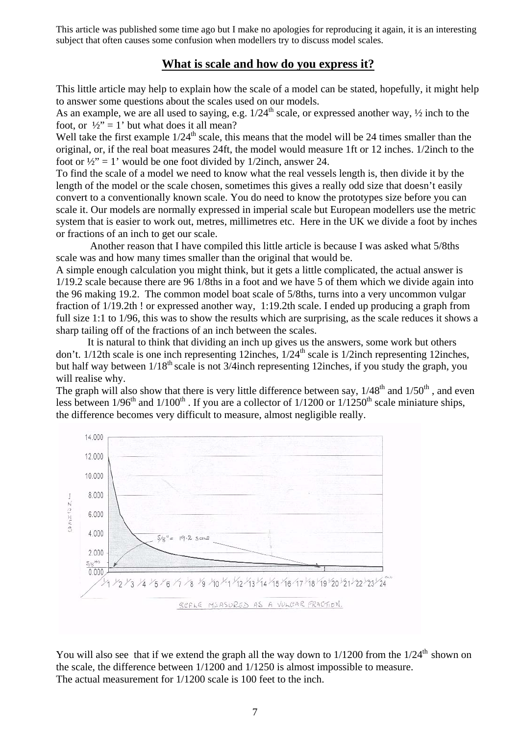This article was published some time ago but I make no apologies for reproducing it again, it is an interesting subject that often causes some confusion when modellers try to discuss model scales.

## What is scale and how do you express it?

This little article may help to explain how the scale of a model can be stated, hopefully, it might help to answer some questions about the scales used on our models.

As an example, we are all used to saying, e.g. 1/24th scale, or expressed another way, ½ inch to the foot, or ½" = 1' but what does it all mean?

Well take the first example 1/24th scale, this means that the model will be 24 times smaller than the original, or, if the real boat measures 24ft, the model would measure 1ft or 12 inches. 1/2inch to the foot or ½" = 1' would be one foot divided by 1/2inch, answer 24.

To find the scale of a model we need to know what the real vessels length is, then divide it by the length of the model or the scale chosen, sometimes this gives a really odd size that doesn't easily convert to a conventionally known scale. You do need to know the prototypes size before you can scale it. Our models are normally expressed in imperial scale but European modellers use the metric system that is easier to work out, metres, millimetres etc. Here in the UK we divide a foot by inches or fractions of an inch to get our scale.

Another reason that I have compiled this little article is because I was asked what 5/8ths scale was and how many times smaller than the original that would be.

A simple enough calculation you might think, but it gets a little complicated, the actual answer is 1/19.2 scale because there are 96 1/8ths in a foot and we have 5 of them which we divide again into the 96 making 19.2. The common model boat scale of 5/8ths, turns into a very uncommon vulgar fraction of 1/19.2th ! or expressed another way, 1:19.2th scale. I ended up producing a graph from full size 1:1 to 1/96, this was to show the results which are surprising, as the scale reduces it shows a sharp tailing off of the fractions of an inch between the scales.

It is natural to think that dividing an inch up gives us the answers, some work but others don't. 1/12th scale is one inch representing 12inches, 1/24th scale is 1/2inch representing 12inches, but half way between 1/18th scale is not 3/4inch representing 12inches, if you study the graph, you will realise why.

The graph will also show that there is very little difference between say, 1/48th and 1/50th , and even less between 1/96th and 1/100th . If you are a collector of 1/1200 or 1/1250th scale miniature ships, the difference becomes very difficult to measure, almost negligible really.

You will also see that if we extend the graph all the way down to 1/1200 from the 1/24th shown on the scale, the difference between 1/1200 and 1/1250 is almost impossible to measure.

The actual measurement for 1/1200 scale is 100 feet to the inch.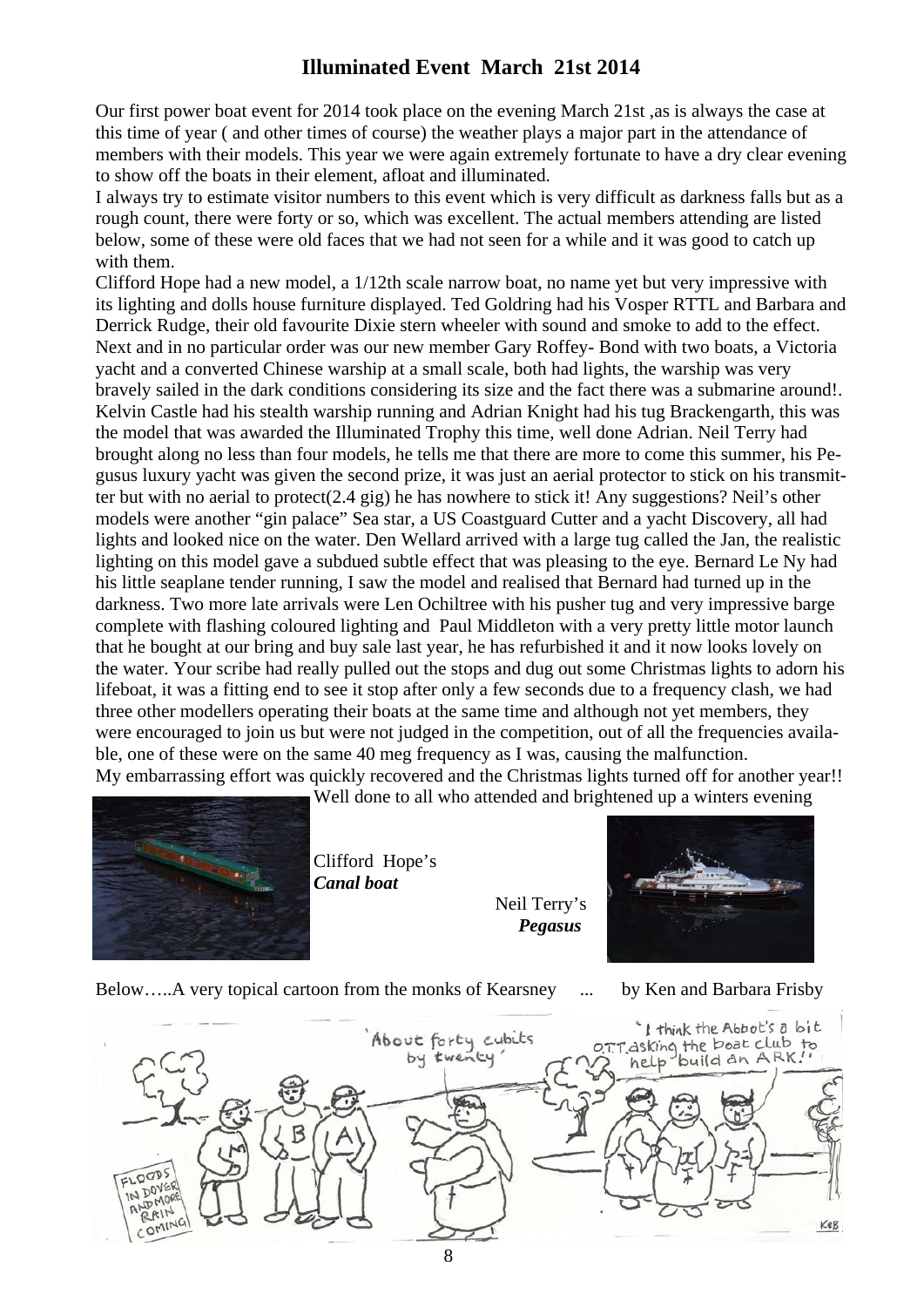## Illuminated Event March 21st 2014

Our first power boat event for 2014 took place on the evening March 21st ,as is always the case at this time of year ( and other times of course) the weather plays a major part in the attendance of members with their models. This year we were again extremely fortunate to have a dry clear evening to show off the boats in their element, afloat and illuminated.

I always try to estimate visitor numbers to this event which is very difficult as darkness falls but as a rough count, there were forty or so, which was excellent. The actual members attending are listed below, some of these were old faces that we had not seen for a while and it was good to catch up with them.

Clifford Hope had a new model, a 1/12th scale narrow boat, no name yet but very impressive with its lighting and dolls house furniture displayed. Ted Goldring had his Vosper RTTL and Barbara and Derrick Rudge, their old favourite Dixie stern wheeler with sound and smoke to add to the effect. Next and in no particular order was our new member Gary Roffey- Bond with two boats, a Victoria yacht and a converted Chinese warship at a small scale, both had lights, the warship was very bravely sailed in the dark conditions considering its size and the fact there was a submarine around!. Kelvin Castle had his stealth warship running and Adrian Knight had his tug Brackengarth, this was the model that was awarded the Illuminated Trophy this time, well done Adrian. Neil Terry had brought along no less than four models, he tells me that there are more to come this summer, his Pegusus luxury yacht was given the second prize, it was just an aerial protector to stick on his transmitter but with no aerial to protect(2.4 gig) he has nowhere to stick it! Any suggestions? Neil's other models were another "gin palace" Sea star, a US Coastguard Cutter and a yacht Discovery, all had lights and looked nice on the water. Den Wellard arrived with a large tug called the Jan, the realistic lighting on this model gave a subdued subtle effect that was pleasing to the eye. Bernard Le Ny had his little seaplane tender running, I saw the model and realised that Bernard had turned up in the darkness. Two more late arrivals were Len Ochiltree with his pusher tug and very impressive barge complete with flashing coloured lighting and Paul Middleton with a very pretty little motor launch that he bought at our bring and buy sale last year, he has refurbished it and it now looks lovely on the water. Your scribe had really pulled out the stops and dug out some Christmas lights to adorn his lifeboat, it was a fitting end to see it stop after only a few seconds due to a frequency clash, we had three other modellers operating their boats at the same time and although not yet members, they were encouraged to join us but were not judged in the competition, out of all the frequencies available, one of these were on the same 40 meg frequency as I was, causing the malfunction.

My embarrassing effort was quickly recovered and the Christmas lights turned off for another year!!

Well done to all who attended and brightened up a winters evening

Clifford Hope's *Canal boat*

Neil Terry's ***Pegasus***

Below…..A very topical cartoon from the monks of Kearsney ... by Ken and Barbara Frisby